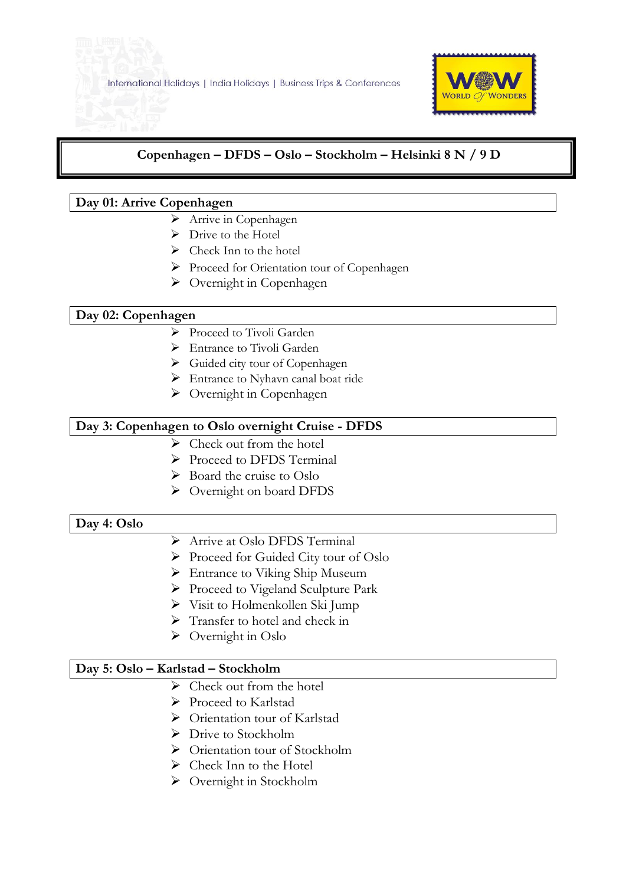International Holidays | India Holidays | Business Trips & Conferences

WOW WORLD Of WONDERS

# Copenhagen – DFDS – Oslo – Stockholm – Helsinki 8 N / 9 D

## Day 01: Arrive Copenhagen

- Arrive in Copenhagen
- Drive to the Hotel
- Check Inn to the hotel
- Proceed for Orientation tour of Copenhagen
- Overnight in Copenhagen

## Day 02: Copenhagen

- Proceed to Tivoli Garden
- Entrance to Tivoli Garden
- Guided city tour of Copenhagen
- Entrance to Nyhavn canal boat ride
- Overnight in Copenhagen

## Day 3: Copenhagen to Oslo overnight Cruise - DFDS

- Check out from the hotel
- Proceed to DFDS Terminal
- Board the cruise to Oslo
- Overnight on board DFDS

## Day 4: Oslo

- Arrive at Oslo DFDS Terminal
- Proceed for Guided City tour of Oslo
- Entrance to Viking Ship Museum
- Proceed to Vigeland Sculpture Park
- Visit to Holmenkollen Ski Jump
- Transfer to hotel and check in
- Overnight in Oslo

## Day 5: Oslo – Karlstad – Stockholm

- Check out from the hotel
- Proceed to Karlstad
- Orientation tour of Karlstad
- Drive to Stockholm
- Orientation tour of Stockholm
- Check Inn to the Hotel
- Overnight in Stockholm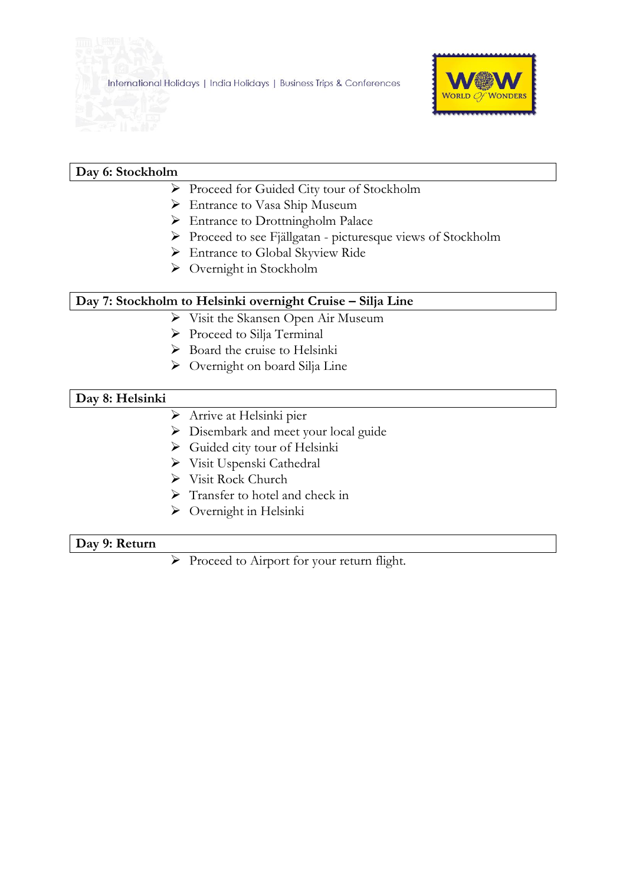## Day 6: Stockholm

- Proceed for Guided City tour of Stockholm
- Entrance to Vasa Ship Museum
- Entrance to Drottningholm Palace
- Proceed to see Fjällgatan - picturesque views of Stockholm
- Entrance to Global Skyview Ride
- Overnight in Stockholm

## Day 7: Stockholm to Helsinki overnight Cruise – Silja Line

- Visit the Skansen Open Air Museum
- Proceed to Silja Terminal
- Board the cruise to Helsinki
- Overnight on board Silja Line

## Day 8: Helsinki

- Arrive at Helsinki pier
- Disembark and meet your local guide
- Guided city tour of Helsinki
- Visit Uspenski Cathedral
- Visit Rock Church
- Transfer to hotel and check in
- Overnight in Helsinki

## Day 9: Return

- Proceed to Airport for your return flight.